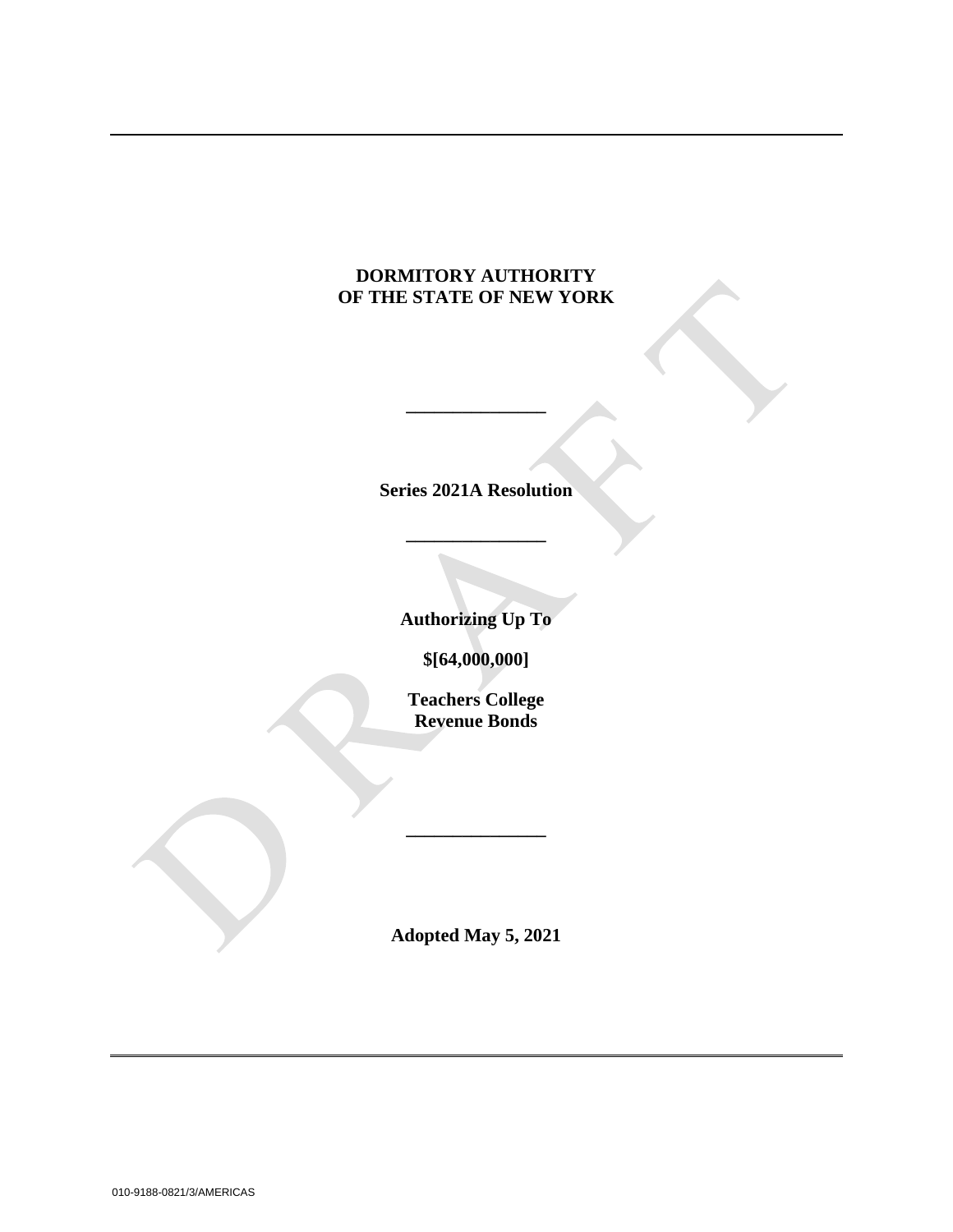**DORMITORY AUTHORITY**
**OF THE STATE OF NEW YORK**

---

**Series 2021A Resolution**

---

**Authorizing Up To**

**$[64,000,000]**

**Teachers College**
**Revenue Bonds**

---

**Adopted May 5, 2021**

010-9188-0821/3/AMERICAS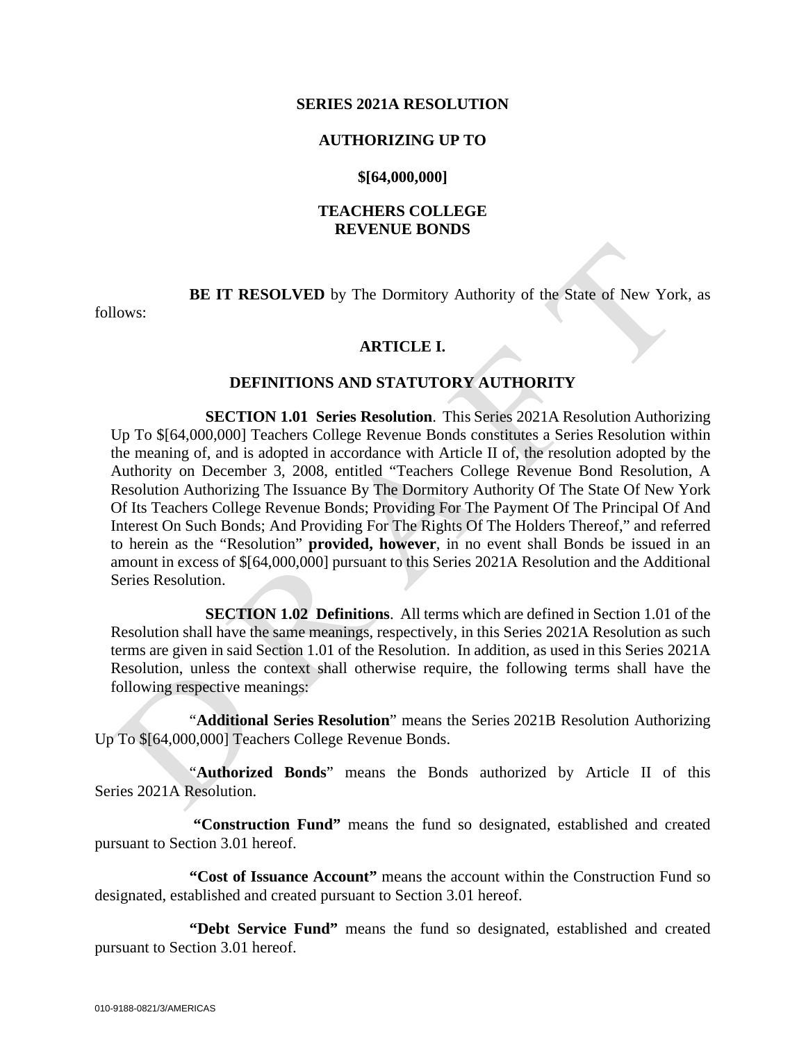**SERIES 2021A RESOLUTION**

**AUTHORIZING UP TO**

**$[64,000,000]**

**TEACHERS COLLEGE
REVENUE BONDS**

**BE IT RESOLVED** by The Dormitory Authority of the State of New York, as follows:

## ARTICLE I.

## DEFINITIONS AND STATUTORY AUTHORITY

**SECTION 1.01 Series Resolution**. This Series 2021A Resolution Authorizing Up To $[64,000,000] Teachers College Revenue Bonds constitutes a Series Resolution within the meaning of, and is adopted in accordance with Article II of, the resolution adopted by the Authority on December 3, 2008, entitled "Teachers College Revenue Bond Resolution, A Resolution Authorizing The Issuance By The Dormitory Authority Of The State Of New York Of Its Teachers College Revenue Bonds; Providing For The Payment Of The Principal Of And Interest On Such Bonds; And Providing For The Rights Of The Holders Thereof," and referred to herein as the "Resolution" **provided, however**, in no event shall Bonds be issued in an amount in excess of $[64,000,000] pursuant to this Series 2021A Resolution and the Additional Series Resolution.

**SECTION 1.02 Definitions**. All terms which are defined in Section 1.01 of the Resolution shall have the same meanings, respectively, in this Series 2021A Resolution as such terms are given in said Section 1.01 of the Resolution. In addition, as used in this Series 2021A Resolution, unless the context shall otherwise require, the following terms shall have the following respective meanings:

"**Additional Series Resolution**" means the Series 2021B Resolution Authorizing Up To $[64,000,000] Teachers College Revenue Bonds.

"**Authorized Bonds**" means the Bonds authorized by Article II of this Series 2021A Resolution.

**"Construction Fund"** means the fund so designated, established and created pursuant to Section 3.01 hereof.

**"Cost of Issuance Account"** means the account within the Construction Fund so designated, established and created pursuant to Section 3.01 hereof.

**"Debt Service Fund"** means the fund so designated, established and created pursuant to Section 3.01 hereof.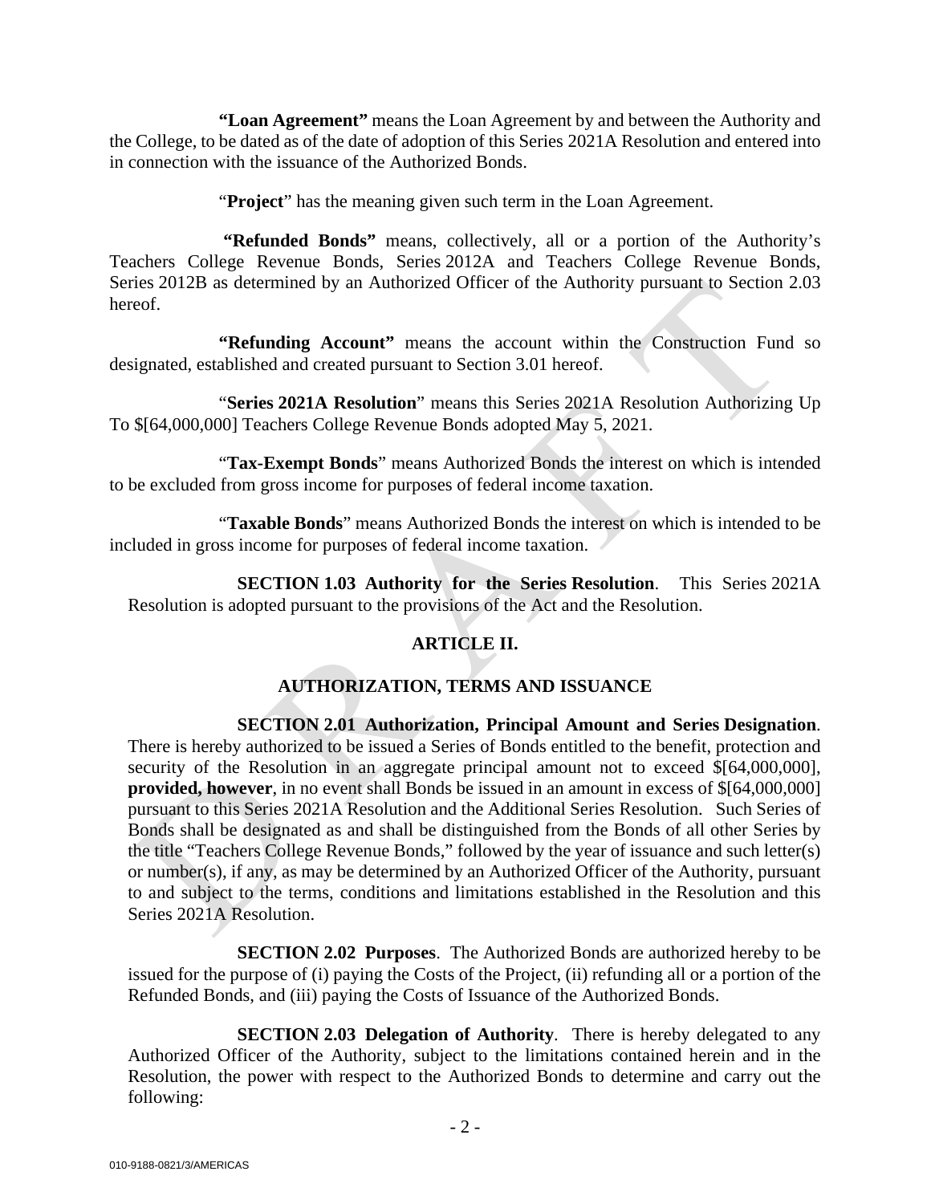**"Loan Agreement"** means the Loan Agreement by and between the Authority and the College, to be dated as of the date of adoption of this Series 2021A Resolution and entered into in connection with the issuance of the Authorized Bonds.

"**Project**" has the meaning given such term in the Loan Agreement.

**"Refunded Bonds"** means, collectively, all or a portion of the Authority's Teachers College Revenue Bonds, Series 2012A and Teachers College Revenue Bonds, Series 2012B as determined by an Authorized Officer of the Authority pursuant to Section 2.03 hereof.

**"Refunding Account"** means the account within the Construction Fund so designated, established and created pursuant to Section 3.01 hereof.

"**Series 2021A Resolution**" means this Series 2021A Resolution Authorizing Up To $[64,000,000] Teachers College Revenue Bonds adopted May 5, 2021.

"**Tax-Exempt Bonds**" means Authorized Bonds the interest on which is intended to be excluded from gross income for purposes of federal income taxation.

"**Taxable Bonds**" means Authorized Bonds the interest on which is intended to be included in gross income for purposes of federal income taxation.

**SECTION 1.03 Authority for the Series Resolution**. This Series 2021A Resolution is adopted pursuant to the provisions of the Act and the Resolution.

## ARTICLE II.

## AUTHORIZATION, TERMS AND ISSUANCE

**SECTION 2.01 Authorization, Principal Amount and Series Designation**. There is hereby authorized to be issued a Series of Bonds entitled to the benefit, protection and security of the Resolution in an aggregate principal amount not to exceed $[64,000,000], **provided, however**, in no event shall Bonds be issued in an amount in excess of $[64,000,000] pursuant to this Series 2021A Resolution and the Additional Series Resolution. Such Series of Bonds shall be designated as and shall be distinguished from the Bonds of all other Series by the title "Teachers College Revenue Bonds," followed by the year of issuance and such letter(s) or number(s), if any, as may be determined by an Authorized Officer of the Authority, pursuant to and subject to the terms, conditions and limitations established in the Resolution and this Series 2021A Resolution.

**SECTION 2.02 Purposes**. The Authorized Bonds are authorized hereby to be issued for the purpose of (i) paying the Costs of the Project, (ii) refunding all or a portion of the Refunded Bonds, and (iii) paying the Costs of Issuance of the Authorized Bonds.

**SECTION 2.03 Delegation of Authority**. There is hereby delegated to any Authorized Officer of the Authority, subject to the limitations contained herein and in the Resolution, the power with respect to the Authorized Bonds to determine and carry out the following: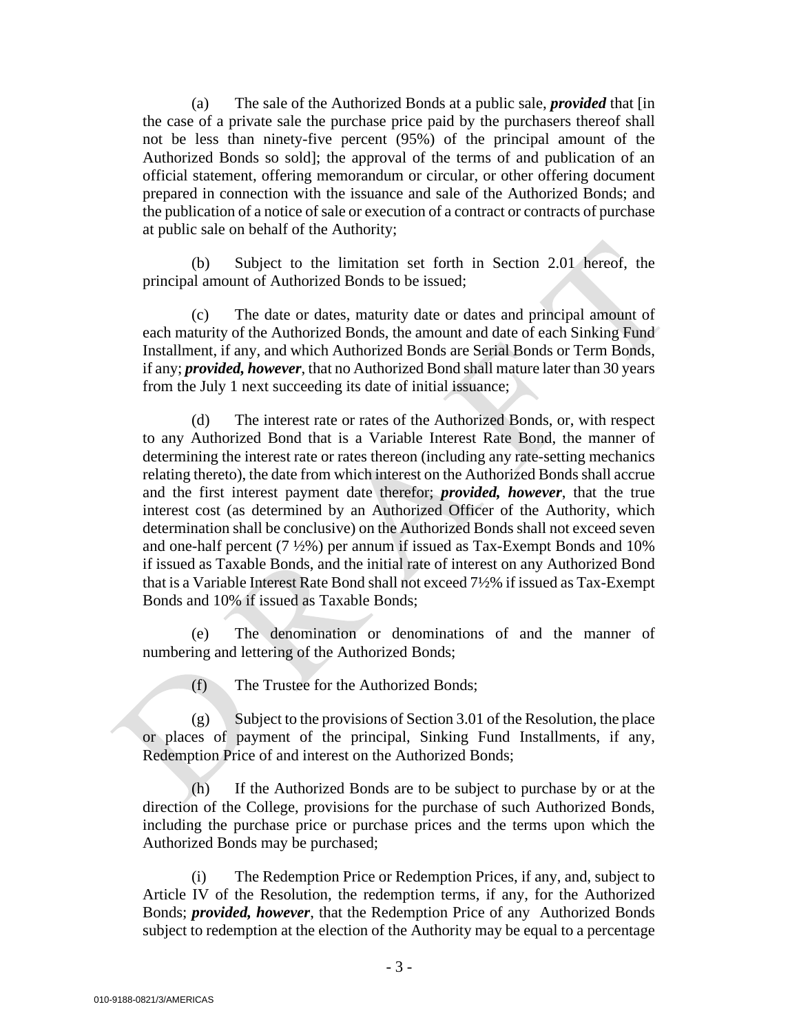(a) The sale of the Authorized Bonds at a public sale, ***provided*** that [in the case of a private sale the purchase price paid by the purchasers thereof shall not be less than ninety-five percent (95%) of the principal amount of the Authorized Bonds so sold]; the approval of the terms of and publication of an official statement, offering memorandum or circular, or other offering document prepared in connection with the issuance and sale of the Authorized Bonds; and the publication of a notice of sale or execution of a contract or contracts of purchase at public sale on behalf of the Authority;

(b) Subject to the limitation set forth in Section 2.01 hereof, the principal amount of Authorized Bonds to be issued;

(c) The date or dates, maturity date or dates and principal amount of each maturity of the Authorized Bonds, the amount and date of each Sinking Fund Installment, if any, and which Authorized Bonds are Serial Bonds or Term Bonds, if any; ***provided, however***, that no Authorized Bond shall mature later than 30 years from the July 1 next succeeding its date of initial issuance;

(d) The interest rate or rates of the Authorized Bonds, or, with respect to any Authorized Bond that is a Variable Interest Rate Bond, the manner of determining the interest rate or rates thereon (including any rate-setting mechanics relating thereto), the date from which interest on the Authorized Bonds shall accrue and the first interest payment date therefor; ***provided, however***, that the true interest cost (as determined by an Authorized Officer of the Authority, which determination shall be conclusive) on the Authorized Bonds shall not exceed seven and one-half percent (7 ½%) per annum if issued as Tax-Exempt Bonds and 10% if issued as Taxable Bonds, and the initial rate of interest on any Authorized Bond that is a Variable Interest Rate Bond shall not exceed 7½% if issued as Tax-Exempt Bonds and 10% if issued as Taxable Bonds;

(e) The denomination or denominations of and the manner of numbering and lettering of the Authorized Bonds;

(f) The Trustee for the Authorized Bonds;

(g) Subject to the provisions of Section 3.01 of the Resolution, the place or places of payment of the principal, Sinking Fund Installments, if any, Redemption Price of and interest on the Authorized Bonds;

(h) If the Authorized Bonds are to be subject to purchase by or at the direction of the College, provisions for the purchase of such Authorized Bonds, including the purchase price or purchase prices and the terms upon which the Authorized Bonds may be purchased;

(i) The Redemption Price or Redemption Prices, if any, and, subject to Article IV of the Resolution, the redemption terms, if any, for the Authorized Bonds; ***provided, however***, that the Redemption Price of any Authorized Bonds subject to redemption at the election of the Authority may be equal to a percentage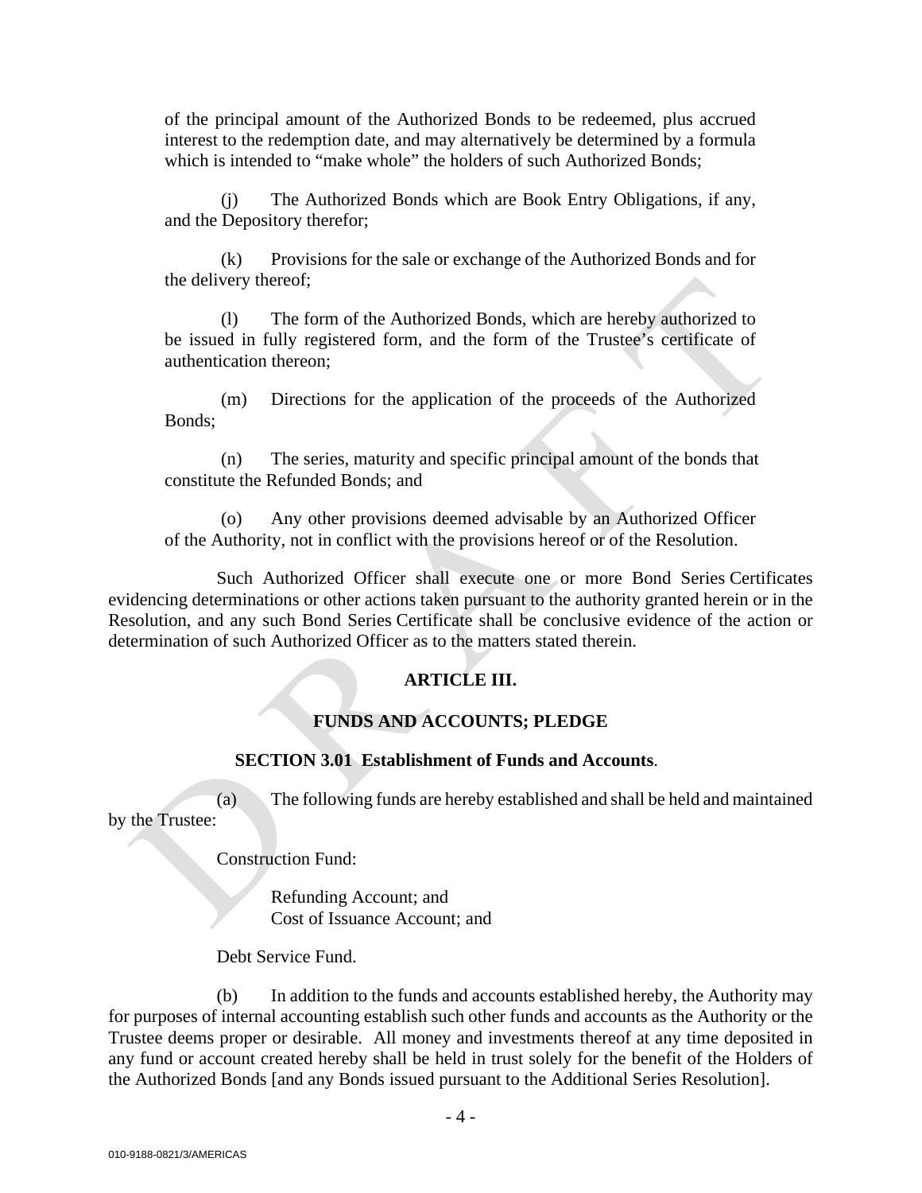of the principal amount of the Authorized Bonds to be redeemed, plus accrued interest to the redemption date, and may alternatively be determined by a formula which is intended to "make whole" the holders of such Authorized Bonds;

(j) The Authorized Bonds which are Book Entry Obligations, if any, and the Depository therefor;

(k) Provisions for the sale or exchange of the Authorized Bonds and for the delivery thereof;

(l) The form of the Authorized Bonds, which are hereby authorized to be issued in fully registered form, and the form of the Trustee's certificate of authentication thereon;

(m) Directions for the application of the proceeds of the Authorized Bonds;

(n) The series, maturity and specific principal amount of the bonds that constitute the Refunded Bonds; and

(o) Any other provisions deemed advisable by an Authorized Officer of the Authority, not in conflict with the provisions hereof or of the Resolution.

Such Authorized Officer shall execute one or more Bond Series Certificates evidencing determinations or other actions taken pursuant to the authority granted herein or in the Resolution, and any such Bond Series Certificate shall be conclusive evidence of the action or determination of such Authorized Officer as to the matters stated therein.

## ARTICLE III.

## FUNDS AND ACCOUNTS; PLEDGE

**SECTION 3.01 Establishment of Funds and Accounts.**

(a) The following funds are hereby established and shall be held and maintained by the Trustee:

Construction Fund:

Refunding Account; and
Cost of Issuance Account; and

Debt Service Fund.

(b) In addition to the funds and accounts established hereby, the Authority may for purposes of internal accounting establish such other funds and accounts as the Authority or the Trustee deems proper or desirable. All money and investments thereof at any time deposited in any fund or account created hereby shall be held in trust solely for the benefit of the Holders of the Authorized Bonds [and any Bonds issued pursuant to the Additional Series Resolution].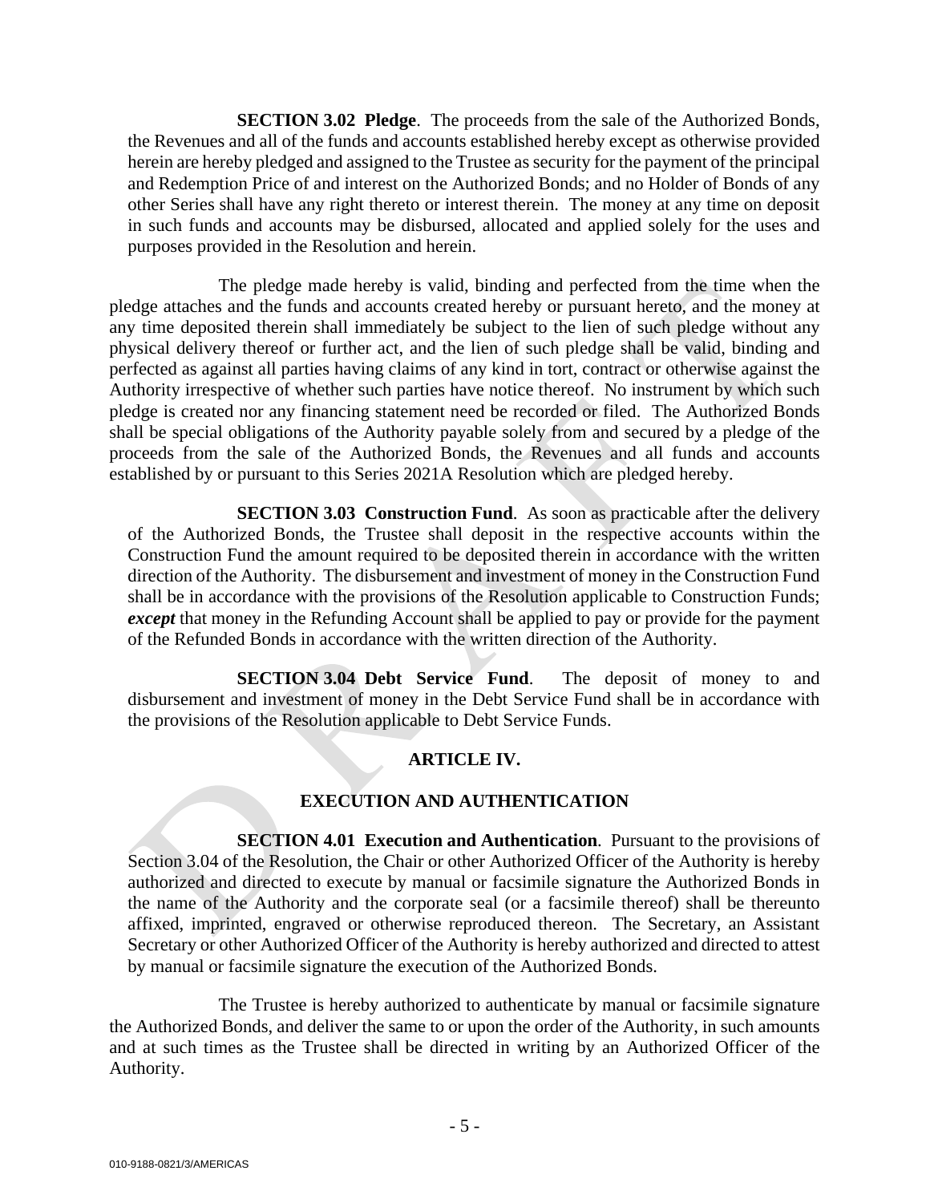**SECTION 3.02 Pledge**. The proceeds from the sale of the Authorized Bonds, the Revenues and all of the funds and accounts established hereby except as otherwise provided herein are hereby pledged and assigned to the Trustee as security for the payment of the principal and Redemption Price of and interest on the Authorized Bonds; and no Holder of Bonds of any other Series shall have any right thereto or interest therein. The money at any time on deposit in such funds and accounts may be disbursed, allocated and applied solely for the uses and purposes provided in the Resolution and herein.

The pledge made hereby is valid, binding and perfected from the time when the pledge attaches and the funds and accounts created hereby or pursuant hereto, and the money at any time deposited therein shall immediately be subject to the lien of such pledge without any physical delivery thereof or further act, and the lien of such pledge shall be valid, binding and perfected as against all parties having claims of any kind in tort, contract or otherwise against the Authority irrespective of whether such parties have notice thereof. No instrument by which such pledge is created nor any financing statement need be recorded or filed. The Authorized Bonds shall be special obligations of the Authority payable solely from and secured by a pledge of the proceeds from the sale of the Authorized Bonds, the Revenues and all funds and accounts established by or pursuant to this Series 2021A Resolution which are pledged hereby.

**SECTION 3.03 Construction Fund**. As soon as practicable after the delivery of the Authorized Bonds, the Trustee shall deposit in the respective accounts within the Construction Fund the amount required to be deposited therein in accordance with the written direction of the Authority. The disbursement and investment of money in the Construction Fund shall be in accordance with the provisions of the Resolution applicable to Construction Funds; ***except*** that money in the Refunding Account shall be applied to pay or provide for the payment of the Refunded Bonds in accordance with the written direction of the Authority.

**SECTION 3.04 Debt Service Fund**. The deposit of money to and disbursement and investment of money in the Debt Service Fund shall be in accordance with the provisions of the Resolution applicable to Debt Service Funds.

## ARTICLE IV.

## EXECUTION AND AUTHENTICATION

**SECTION 4.01 Execution and Authentication**. Pursuant to the provisions of Section 3.04 of the Resolution, the Chair or other Authorized Officer of the Authority is hereby authorized and directed to execute by manual or facsimile signature the Authorized Bonds in the name of the Authority and the corporate seal (or a facsimile thereof) shall be thereunto affixed, imprinted, engraved or otherwise reproduced thereon. The Secretary, an Assistant Secretary or other Authorized Officer of the Authority is hereby authorized and directed to attest by manual or facsimile signature the execution of the Authorized Bonds.

The Trustee is hereby authorized to authenticate by manual or facsimile signature the Authorized Bonds, and deliver the same to or upon the order of the Authority, in such amounts and at such times as the Trustee shall be directed in writing by an Authorized Officer of the Authority.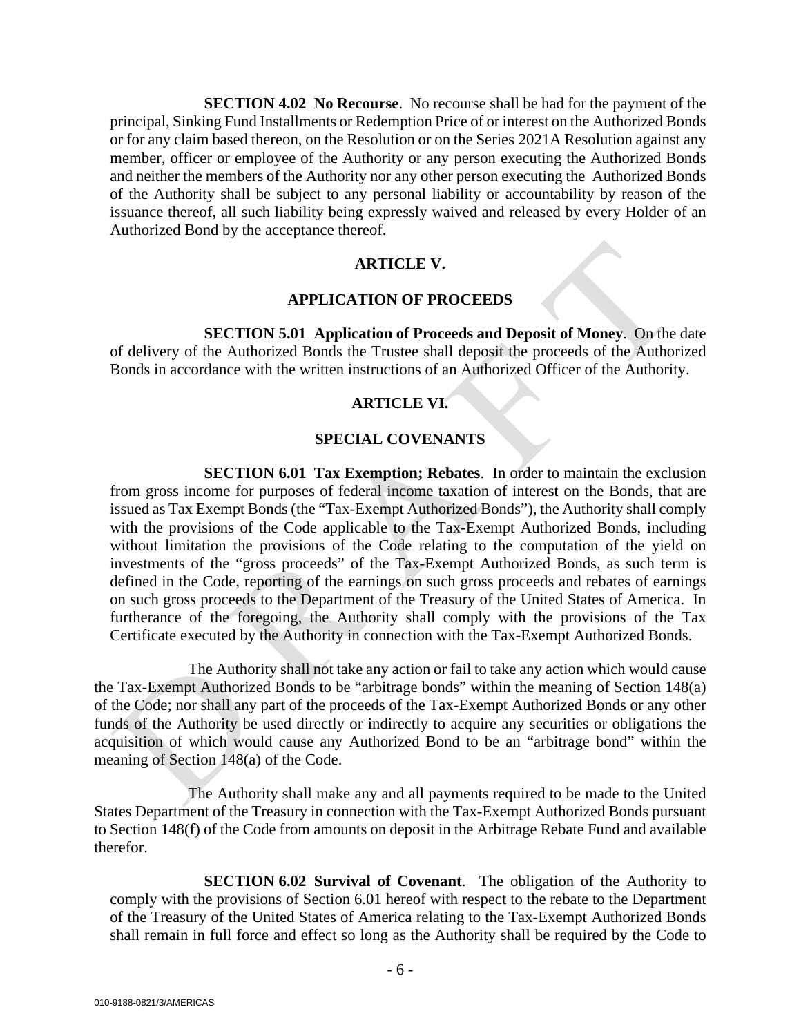**SECTION 4.02 No Recourse**. No recourse shall be had for the payment of the principal, Sinking Fund Installments or Redemption Price of or interest on the Authorized Bonds or for any claim based thereon, on the Resolution or on the Series 2021A Resolution against any member, officer or employee of the Authority or any person executing the Authorized Bonds and neither the members of the Authority nor any other person executing the Authorized Bonds of the Authority shall be subject to any personal liability or accountability by reason of the issuance thereof, all such liability being expressly waived and released by every Holder of an Authorized Bond by the acceptance thereof.

## ARTICLE V.

## APPLICATION OF PROCEEDS

**SECTION 5.01 Application of Proceeds and Deposit of Money**. On the date of delivery of the Authorized Bonds the Trustee shall deposit the proceeds of the Authorized Bonds in accordance with the written instructions of an Authorized Officer of the Authority.

## ARTICLE VI.

## SPECIAL COVENANTS

**SECTION 6.01 Tax Exemption; Rebates**. In order to maintain the exclusion from gross income for purposes of federal income taxation of interest on the Bonds, that are issued as Tax Exempt Bonds (the "Tax-Exempt Authorized Bonds"), the Authority shall comply with the provisions of the Code applicable to the Tax-Exempt Authorized Bonds, including without limitation the provisions of the Code relating to the computation of the yield on investments of the "gross proceeds" of the Tax-Exempt Authorized Bonds, as such term is defined in the Code, reporting of the earnings on such gross proceeds and rebates of earnings on such gross proceeds to the Department of the Treasury of the United States of America. In furtherance of the foregoing, the Authority shall comply with the provisions of the Tax Certificate executed by the Authority in connection with the Tax-Exempt Authorized Bonds.

The Authority shall not take any action or fail to take any action which would cause the Tax-Exempt Authorized Bonds to be "arbitrage bonds" within the meaning of Section 148(a) of the Code; nor shall any part of the proceeds of the Tax-Exempt Authorized Bonds or any other funds of the Authority be used directly or indirectly to acquire any securities or obligations the acquisition of which would cause any Authorized Bond to be an "arbitrage bond" within the meaning of Section 148(a) of the Code.

The Authority shall make any and all payments required to be made to the United States Department of the Treasury in connection with the Tax-Exempt Authorized Bonds pursuant to Section 148(f) of the Code from amounts on deposit in the Arbitrage Rebate Fund and available therefor.

**SECTION 6.02 Survival of Covenant**. The obligation of the Authority to comply with the provisions of Section 6.01 hereof with respect to the rebate to the Department of the Treasury of the United States of America relating to the Tax-Exempt Authorized Bonds shall remain in full force and effect so long as the Authority shall be required by the Code to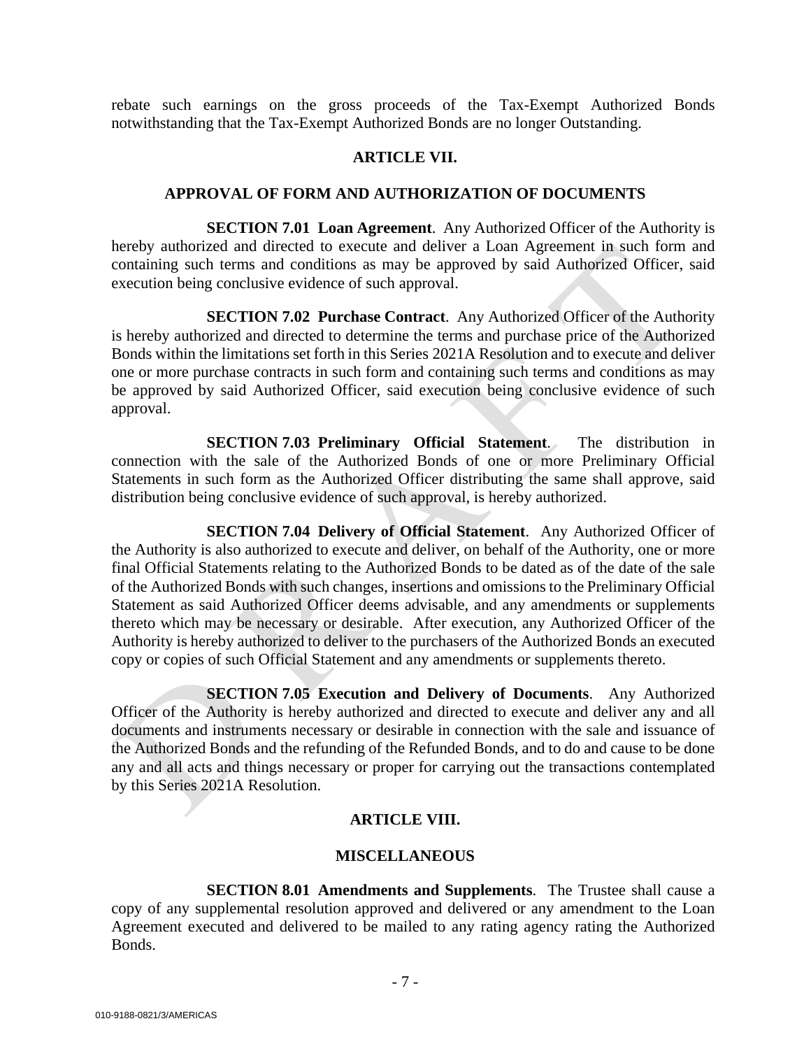rebate such earnings on the gross proceeds of the Tax-Exempt Authorized Bonds notwithstanding that the Tax-Exempt Authorized Bonds are no longer Outstanding.

## ARTICLE VII.

## APPROVAL OF FORM AND AUTHORIZATION OF DOCUMENTS

**SECTION 7.01 Loan Agreement**. Any Authorized Officer of the Authority is hereby authorized and directed to execute and deliver a Loan Agreement in such form and containing such terms and conditions as may be approved by said Authorized Officer, said execution being conclusive evidence of such approval.

**SECTION 7.02 Purchase Contract**. Any Authorized Officer of the Authority is hereby authorized and directed to determine the terms and purchase price of the Authorized Bonds within the limitations set forth in this Series 2021A Resolution and to execute and deliver one or more purchase contracts in such form and containing such terms and conditions as may be approved by said Authorized Officer, said execution being conclusive evidence of such approval.

**SECTION 7.03 Preliminary Official Statement**. The distribution in connection with the sale of the Authorized Bonds of one or more Preliminary Official Statements in such form as the Authorized Officer distributing the same shall approve, said distribution being conclusive evidence of such approval, is hereby authorized.

**SECTION 7.04 Delivery of Official Statement**. Any Authorized Officer of the Authority is also authorized to execute and deliver, on behalf of the Authority, one or more final Official Statements relating to the Authorized Bonds to be dated as of the date of the sale of the Authorized Bonds with such changes, insertions and omissions to the Preliminary Official Statement as said Authorized Officer deems advisable, and any amendments or supplements thereto which may be necessary or desirable. After execution, any Authorized Officer of the Authority is hereby authorized to deliver to the purchasers of the Authorized Bonds an executed copy or copies of such Official Statement and any amendments or supplements thereto.

**SECTION 7.05 Execution and Delivery of Documents**. Any Authorized Officer of the Authority is hereby authorized and directed to execute and deliver any and all documents and instruments necessary or desirable in connection with the sale and issuance of the Authorized Bonds and the refunding of the Refunded Bonds, and to do and cause to be done any and all acts and things necessary or proper for carrying out the transactions contemplated by this Series 2021A Resolution.

## ARTICLE VIII.

## MISCELLANEOUS

**SECTION 8.01 Amendments and Supplements**. The Trustee shall cause a copy of any supplemental resolution approved and delivered or any amendment to the Loan Agreement executed and delivered to be mailed to any rating agency rating the Authorized Bonds.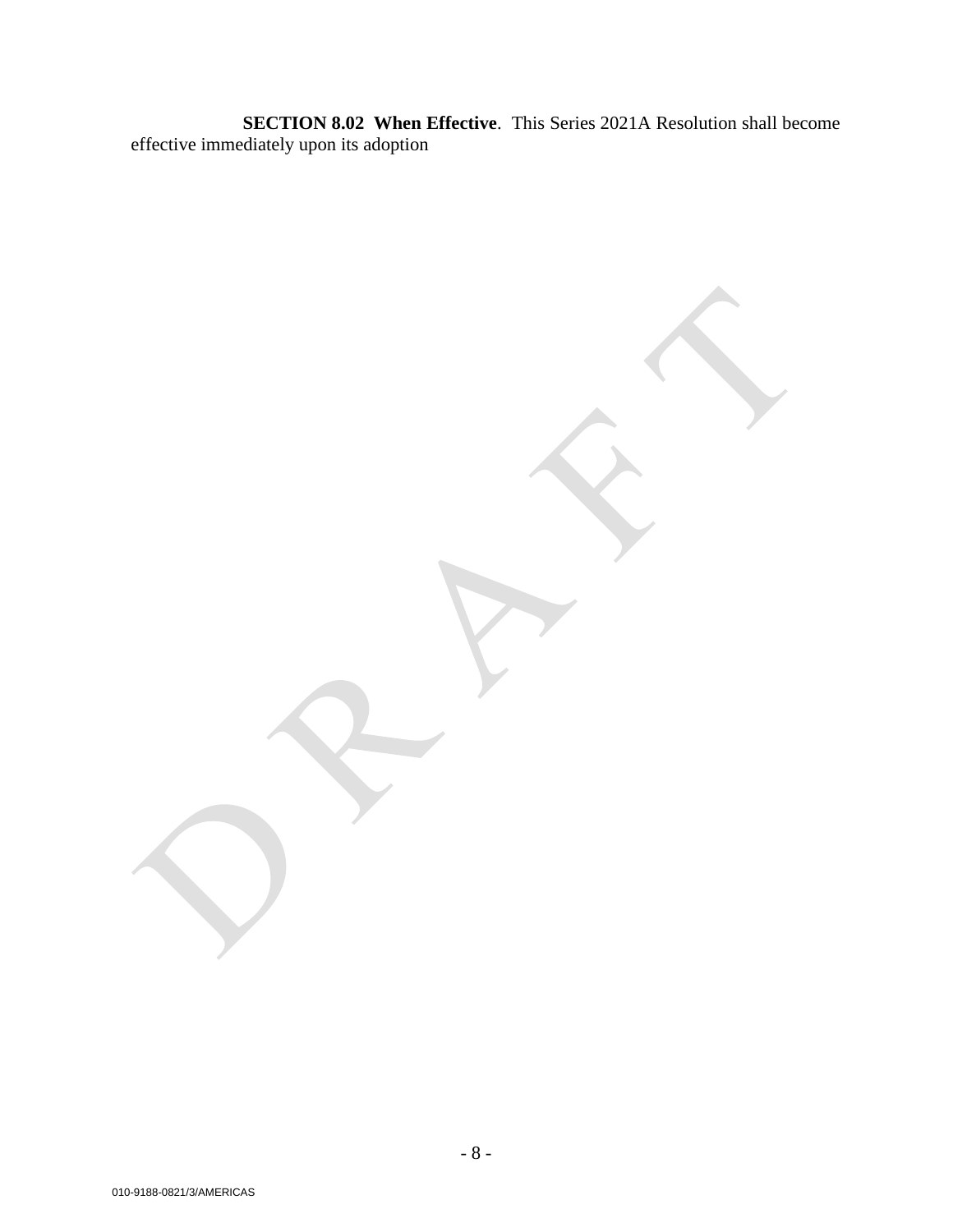**SECTION 8.02 When Effective**. This Series 2021A Resolution shall become effective immediately upon its adoption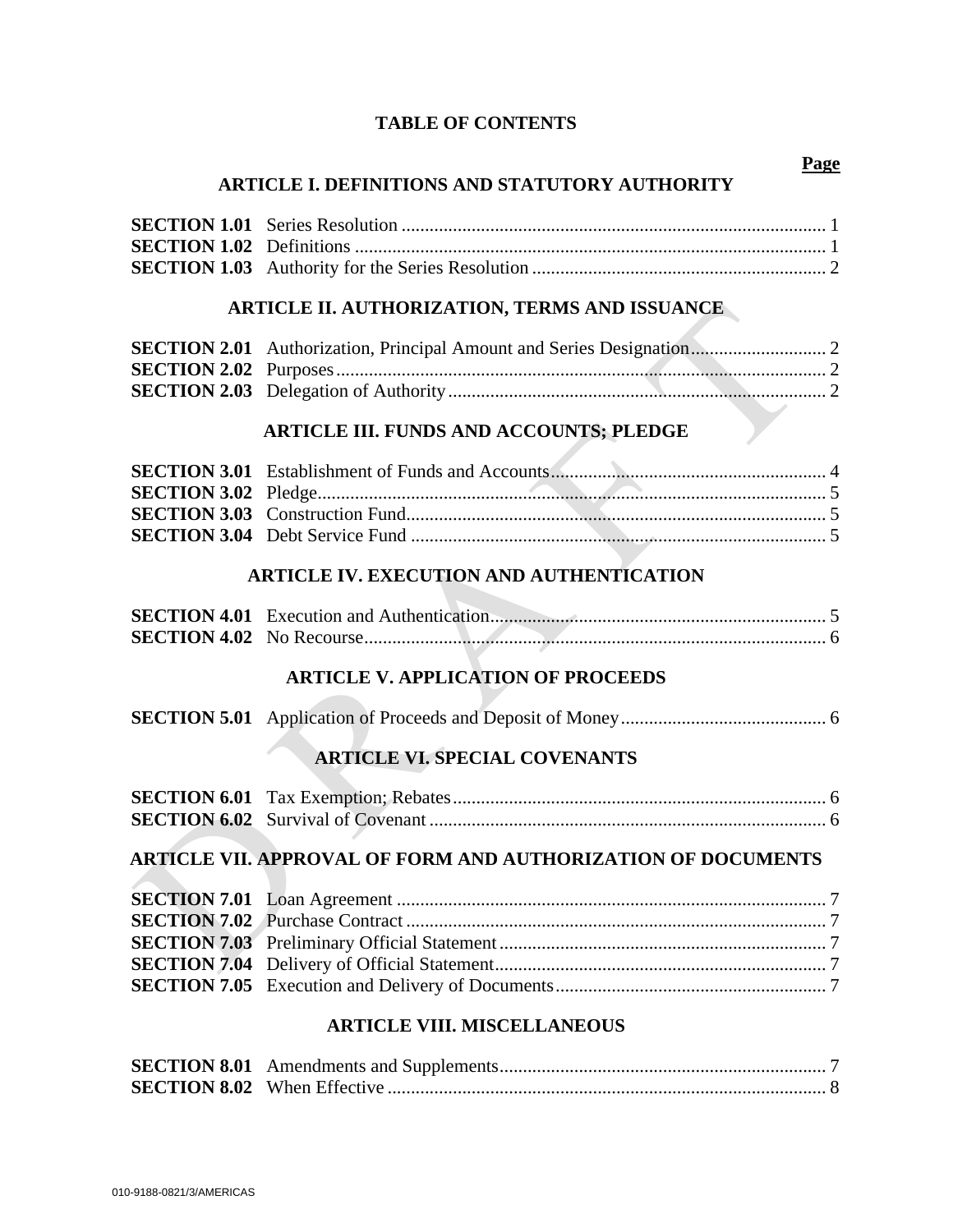# TABLE OF CONTENTS

**Page**

## ARTICLE I. DEFINITIONS AND STATUTORY AUTHORITY

| | | |
|---|---|---|
| **SECTION 1.01** | Series Resolution | 1 |
| **SECTION 1.02** | Definitions | 1 |
| **SECTION 1.03** | Authority for the Series Resolution | 2 |

## ARTICLE II. AUTHORIZATION, TERMS AND ISSUANCE

| | | |
|---|---|---|
| **SECTION 2.01** | Authorization, Principal Amount and Series Designation | 2 |
| **SECTION 2.02** | Purposes | 2 |
| **SECTION 2.03** | Delegation of Authority | 2 |

## ARTICLE III. FUNDS AND ACCOUNTS; PLEDGE

| | | |
|---|---|---|
| **SECTION 3.01** | Establishment of Funds and Accounts | 4 |
| **SECTION 3.02** | Pledge | 5 |
| **SECTION 3.03** | Construction Fund | 5 |
| **SECTION 3.04** | Debt Service Fund | 5 |

## ARTICLE IV. EXECUTION AND AUTHENTICATION

| | | |
|---|---|---|
| **SECTION 4.01** | Execution and Authentication | 5 |
| **SECTION 4.02** | No Recourse | 6 |

## ARTICLE V. APPLICATION OF PROCEEDS

| | | |
|---|---|---|
| **SECTION 5.01** | Application of Proceeds and Deposit of Money | 6 |

## ARTICLE VI. SPECIAL COVENANTS

| | | |
|---|---|---|
| **SECTION 6.01** | Tax Exemption; Rebates | 6 |
| **SECTION 6.02** | Survival of Covenant | 6 |

## ARTICLE VII. APPROVAL OF FORM AND AUTHORIZATION OF DOCUMENTS

| | | |
|---|---|---|
| **SECTION 7.01** | Loan Agreement | 7 |
| **SECTION 7.02** | Purchase Contract | 7 |
| **SECTION 7.03** | Preliminary Official Statement | 7 |
| **SECTION 7.04** | Delivery of Official Statement | 7 |
| **SECTION 7.05** | Execution and Delivery of Documents | 7 |

## ARTICLE VIII. MISCELLANEOUS

| | | |
|---|---|---|
| **SECTION 8.01** | Amendments and Supplements | 7 |
| **SECTION 8.02** | When Effective | 8 |

010-9188-0821/3/AMERICAS